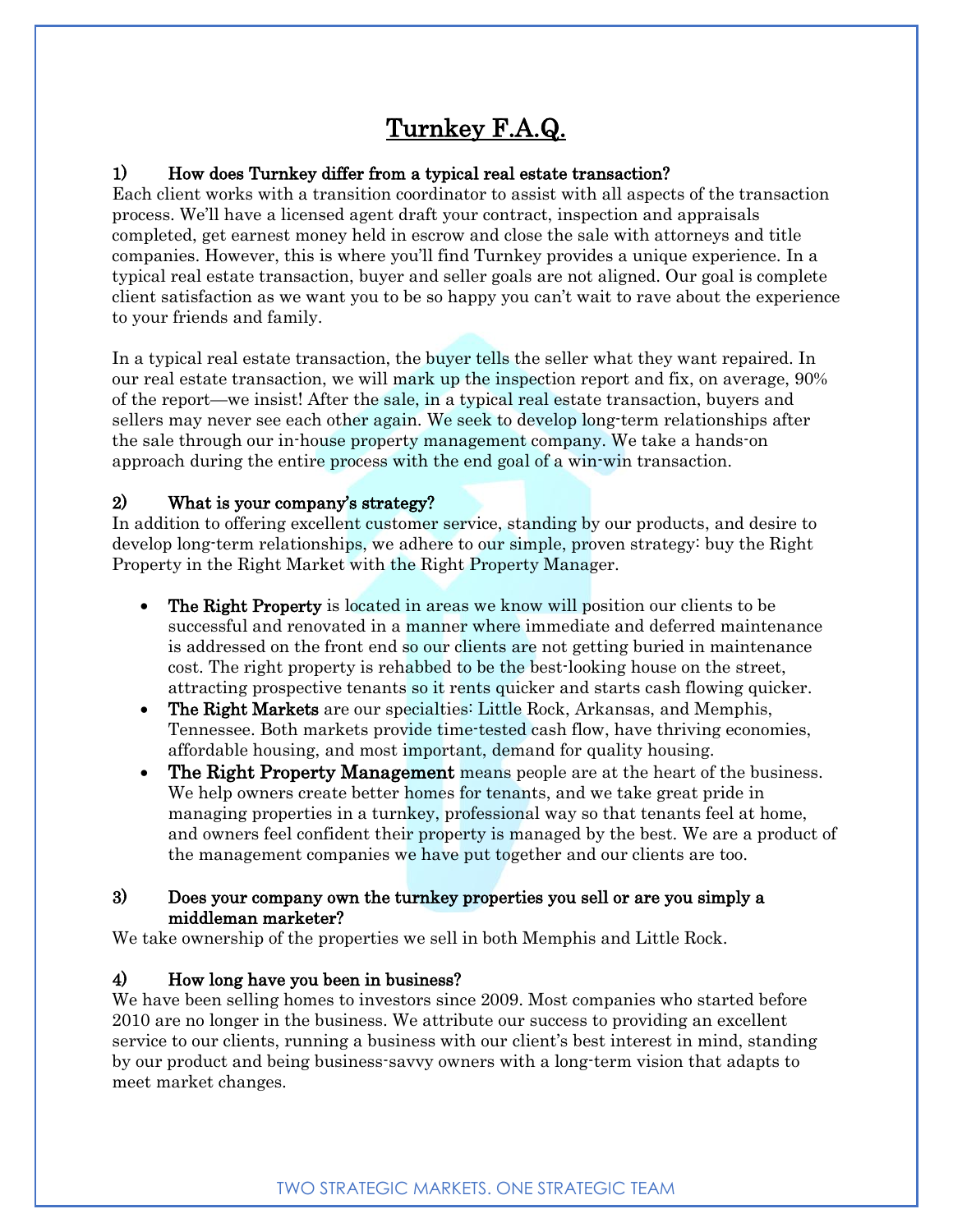# Turnkey F.A.Q.

### 1) How does Turnkey differ from a typical real estate transaction?

Each client works with a transition coordinator to assist with all aspects of the transaction process. We'll have a licensed agent draft your contract, inspection and appraisals completed, get earnest money held in escrow and close the sale with attorneys and title companies. However, this is where you'll find Turnkey provides a unique experience. In a typical real estate transaction, buyer and seller goals are not aligned. Our goal is complete client satisfaction as we want you to be so happy you can't wait to rave about the experience to your friends and family.

In a typical real estate transaction, the buyer tells the seller what they want repaired. In our real estate transaction, we will mark up the inspection report and fix, on average, 90% of the report—we insist! After the sale, in a typical real estate transaction, buyers and sellers may never see each other again. We seek to develop long-term relationships after the sale through our in-house property management company. We take a hands-on approach during the entire process with the end goal of a win-win transaction.

### 2) What is your company's strategy?

In addition to offering excellent customer service, standing by our products, and desire to develop long-term relationships, we adhere to our simple, proven strategy: buy the Right Property in the Right Market with the Right Property Manager.

- **The Right Property** is located in areas we know will position our clients to be successful and renovated in a manner where immediate and deferred maintenance is addressed on the front end so our clients are not getting buried in maintenance cost. The right property is rehabbed to be the best-looking house on the street, attracting prospective tenants so it rents quicker and starts cash flowing quicker.
- **The Right Markets** are our specialties: Little Rock, Arkansas, and Memphis, Tennessee. Both markets provide time-tested cash flow, have thriving economies, affordable housing, and most important, demand for quality housing.
- **The Right Property Management** means people are at the heart of the business. We help owners create better homes for tenants, and we take great pride in managing properties in a turnkey, professional way so that tenants feel at home, and owners feel confident their property is managed by the best. We are a product of the management companies we have put together and our clients are too.

### 3) Does your company own the turnkey properties you sell or are you simply a middleman marketer?

We take ownership of the properties we sell in both Memphis and Little Rock.

### 4) How long have you been in business?

We have been selling homes to investors since 2009. Most companies who started before 2010 are no longer in the business. We attribute our success to providing an excellent service to our clients, running a business with our client's best interest in mind, standing by our product and being business-savvy owners with a long-term vision that adapts to meet market changes.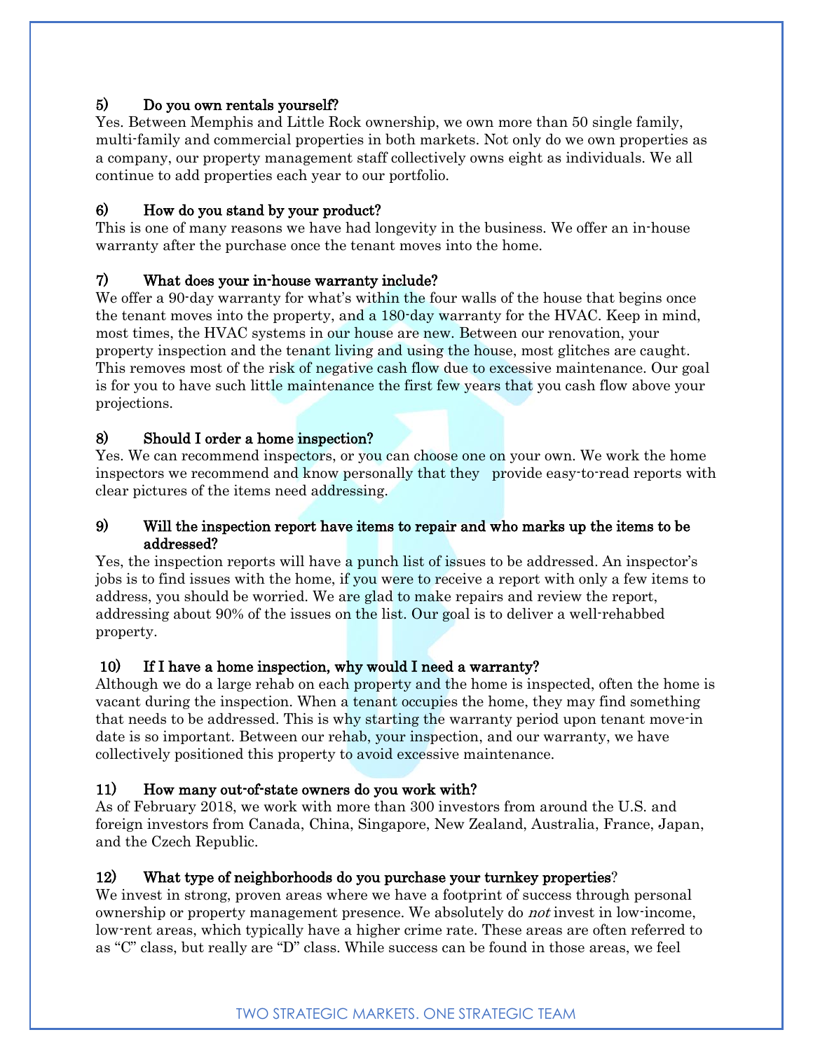### 5) Do you own rentals yourself?

Yes. Between Memphis and Little Rock ownership, we own more than 50 single family, multi-family and commercial properties in both markets. Not only do we own properties as a company, our property management staff collectively owns eight as individuals. We all continue to add properties each year to our portfolio.

### 6) How do you stand by your product?

This is one of many reasons we have had longevity in the business. We offer an in-house warranty after the purchase once the tenant moves into the home.

### 7) What does your in-house warranty include?

We offer a 90-day warranty for what's within the four walls of the house that begins once the tenant moves into the property, and a 180-day warranty for the HVAC. Keep in mind, most times, the HVAC systems in our house are new. Between our renovation, your property inspection and the tenant living and using the house, most glitches are caught. This removes most of the risk of negative cash flow due to excessive maintenance. Our goal is for you to have such little maintenance the first few years that you cash flow above your projections.

### 8) Should I order a home inspection?

Yes. We can recommend inspectors, or you can choose one on your own. We work the home inspectors we recommend and know personally that they provide easy-to-read reports with clear pictures of the items need addressing.

### 9) Will the inspection report have items to repair and who marks up the items to be addressed?

Yes, the inspection reports will have a punch list of issues to be addressed. An inspector's jobs is to find issues with the home, if you were to receive a report with only a few items to address, you should be worried. We are glad to make repairs and review the report, addressing about 90% of the issues on the list. Our goal is to deliver a well-rehabbed property.

### 10) If I have a home inspection, why would I need a warranty?

Although we do a large rehab on each property and the home is inspected, often the home is vacant during the inspection. When a tenant occupies the home, they may find something that needs to be addressed. This is why starting the warranty period upon tenant move-in date is so important. Between our rehab, your inspection, and our warranty, we have collectively positioned this property to avoid excessive maintenance.

### 11) How many out-of-state owners do you work with?

As of February 2018, we work with more than 300 investors from around the U.S. and foreign investors from Canada, China, Singapore, New Zealand, Australia, France, Japan, and the Czech Republic.

### 12) What type of neighborhoods do you purchase your turnkey properties?

We invest in strong, proven areas where we have a footprint of success through personal ownership or property management presence. We absolutely do *not* invest in low-income, low-rent areas, which typically have a higher crime rate. These areas are often referred to as "C" class, but really are "D" class. While success can be found in those areas, we feel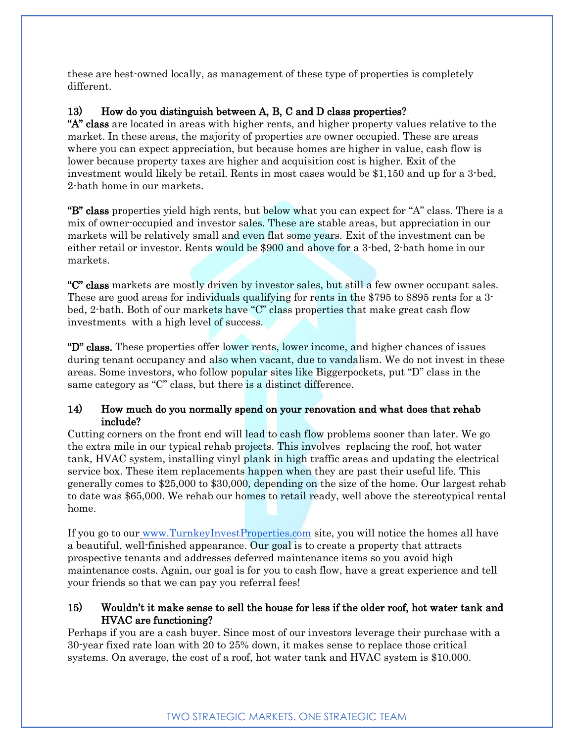these are best-owned locally, as management of these type of properties is completely different.

### 13) How do you distinguish between A, B, C and D class properties?

**"A" class** are located in areas with higher rents, and higher property values relative to the market. In these areas, the majority of properties are owner occupied. These are areas where you can expect appreciation, but because homes are higher in value, cash flow is lower because property taxes are higher and acquisition cost is higher. Exit of the investment would likely be retail. Rents in most cases would be $1,150 and up for a 3-bed, 2-bath home in our markets.

**"B" class** properties yield high rents, but below what you can expect for "A" class. There is a mix of owner-occupied and investor sales. These are stable areas, but appreciation in our markets will be relatively small and even flat some years. Exit of the investment can be either retail or investor. Rents would be $900 and above for a 3-bed, 2-bath home in our markets.

**"C" class** markets are mostly driven by investor sales, but still a few owner occupant sales. These are good areas for individuals qualifying for rents in the $795 to $895 rents for a 3-bed, 2-bath. Both of our markets have "C" class properties that make great cash flow investments with a high level of success.

**"D" class.** These properties offer lower rents, lower income, and higher chances of issues during tenant occupancy and also when vacant, due to vandalism. We do not invest in these areas. Some investors, who follow popular sites like Biggerpockets, put "D" class in the same category as "C" class, but there is a distinct difference.

### 14) How much do you normally spend on your renovation and what does that rehab include?

Cutting corners on the front end will lead to cash flow problems sooner than later. We go the extra mile in our typical rehab projects. This involves replacing the roof, hot water tank, HVAC system, installing vinyl plank in high traffic areas and updating the electrical service box. These item replacements happen when they are past their useful life. This generally comes to $25,000 to $30,000, depending on the size of the home. Our largest rehab to date was $65,000. We rehab our homes to retail ready, well above the stereotypical rental home.

If you go to our [www.TurnkeyInvestProperties.com](http://www.TurnkeyInvestProperties.com) site, you will notice the homes all have a beautiful, well-finished appearance. Our goal is to create a property that attracts prospective tenants and addresses deferred maintenance items so you avoid high maintenance costs. Again, our goal is for you to cash flow, have a great experience and tell your friends so that we can pay you referral fees!

### 15) Wouldn't it make sense to sell the house for less if the older roof, hot water tank and HVAC are functioning?

Perhaps if you are a cash buyer. Since most of our investors leverage their purchase with a 30-year fixed rate loan with 20 to 25% down, it makes sense to replace those critical systems. On average, the cost of a roof, hot water tank and HVAC system is $10,000.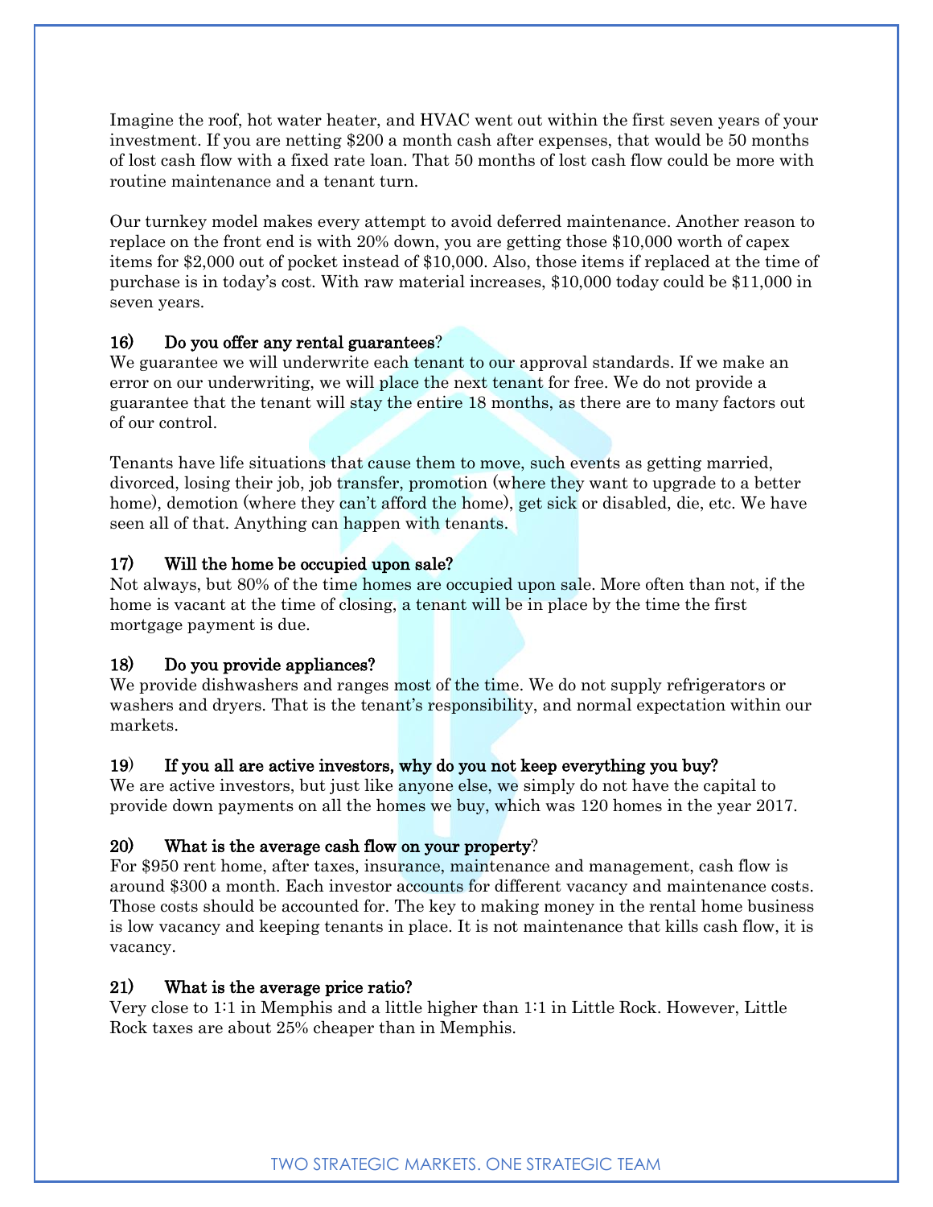Imagine the roof, hot water heater, and HVAC went out within the first seven years of your investment. If you are netting $200 a month cash after expenses, that would be 50 months of lost cash flow with a fixed rate loan. That 50 months of lost cash flow could be more with routine maintenance and a tenant turn.

Our turnkey model makes every attempt to avoid deferred maintenance. Another reason to replace on the front end is with 20% down, you are getting those $10,000 worth of capex items for $2,000 out of pocket instead of $10,000. Also, those items if replaced at the time of purchase is in today's cost. With raw material increases, $10,000 today could be $11,000 in seven years.

**16) Do you offer any rental guarantees?**

We guarantee we will underwrite each tenant to our approval standards. If we make an error on our underwriting, we will place the next tenant for free. We do not provide a guarantee that the tenant will stay the entire 18 months, as there are to many factors out of our control.

Tenants have life situations that cause them to move, such events as getting married, divorced, losing their job, job transfer, promotion (where they want to upgrade to a better home), demotion (where they can't afford the home), get sick or disabled, die, etc. We have seen all of that. Anything can happen with tenants.

**17) Will the home be occupied upon sale?**

Not always, but 80% of the time homes are occupied upon sale. More often than not, if the home is vacant at the time of closing, a tenant will be in place by the time the first mortgage payment is due.

**18) Do you provide appliances?**

We provide dishwashers and ranges most of the time. We do not supply refrigerators or washers and dryers. That is the tenant's responsibility, and normal expectation within our markets.

**19) If you all are active investors, why do you not keep everything you buy?**

We are active investors, but just like anyone else, we simply do not have the capital to provide down payments on all the homes we buy, which was 120 homes in the year 2017.

**20) What is the average cash flow on your property?**

For $950 rent home, after taxes, insurance, maintenance and management, cash flow is around $300 a month. Each investor accounts for different vacancy and maintenance costs. Those costs should be accounted for. The key to making money in the rental home business is low vacancy and keeping tenants in place. It is not maintenance that kills cash flow, it is vacancy.

**21) What is the average price ratio?**

Very close to 1:1 in Memphis and a little higher than 1:1 in Little Rock. However, Little Rock taxes are about 25% cheaper than in Memphis.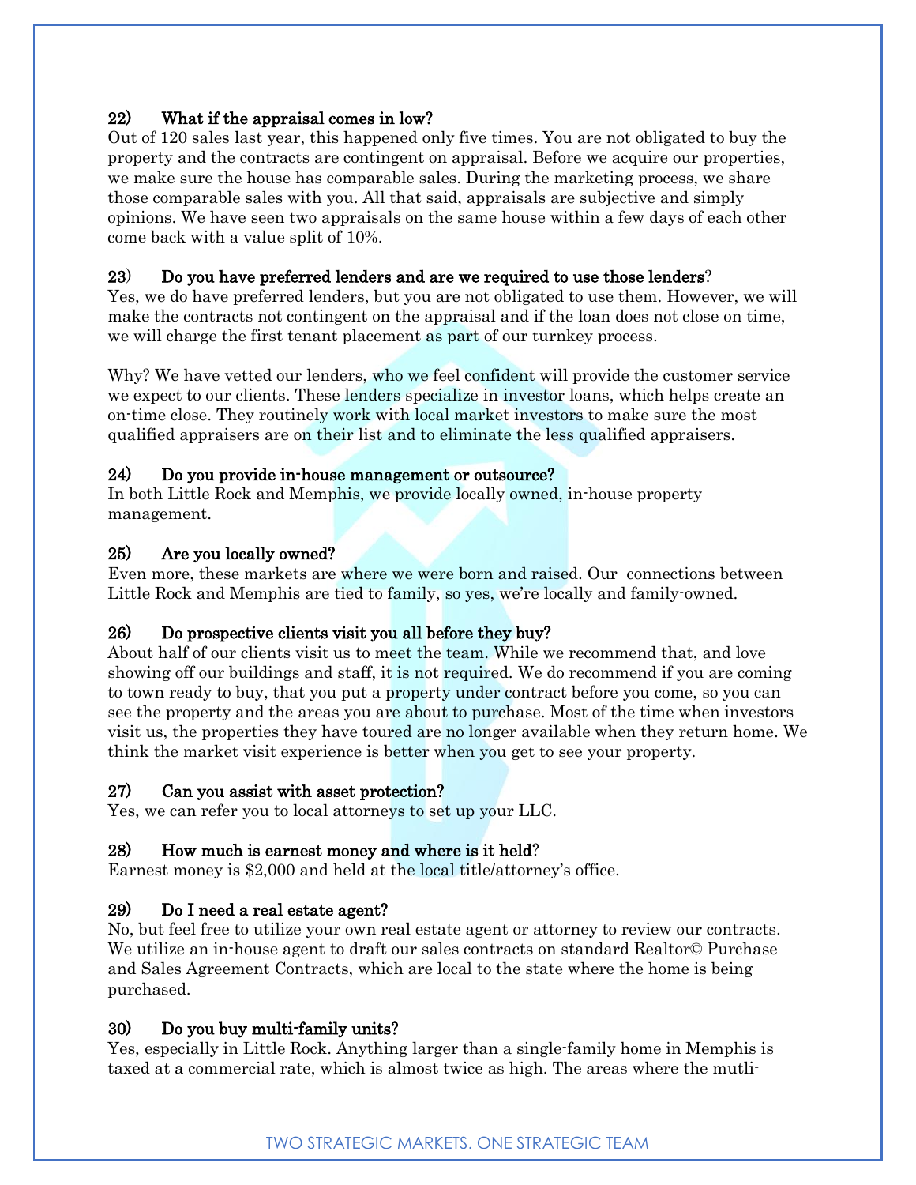### 22) What if the appraisal comes in low?

Out of 120 sales last year, this happened only five times. You are not obligated to buy the property and the contracts are contingent on appraisal. Before we acquire our properties, we make sure the house has comparable sales. During the marketing process, we share those comparable sales with you. All that said, appraisals are subjective and simply opinions. We have seen two appraisals on the same house within a few days of each other come back with a value split of 10%.

### 23) Do you have preferred lenders and are we required to use those lenders?

Yes, we do have preferred lenders, but you are not obligated to use them. However, we will make the contracts not contingent on the appraisal and if the loan does not close on time, we will charge the first tenant placement as part of our turnkey process.

Why? We have vetted our lenders, who we feel confident will provide the customer service we expect to our clients. These lenders specialize in investor loans, which helps create an on-time close. They routinely work with local market investors to make sure the most qualified appraisers are on their list and to eliminate the less qualified appraisers.

### 24) Do you provide in-house management or outsource?

In both Little Rock and Memphis, we provide locally owned, in-house property management.

### 25) Are you locally owned?

Even more, these markets are where we were born and raised. Our connections between Little Rock and Memphis are tied to family, so yes, we're locally and family-owned.

### 26) Do prospective clients visit you all before they buy?

About half of our clients visit us to meet the team. While we recommend that, and love showing off our buildings and staff, it is not required. We do recommend if you are coming to town ready to buy, that you put a property under contract before you come, so you can see the property and the areas you are about to purchase. Most of the time when investors visit us, the properties they have toured are no longer available when they return home. We think the market visit experience is better when you get to see your property.

### 27) Can you assist with asset protection?

Yes, we can refer you to local attorneys to set up your LLC.

### 28) How much is earnest money and where is it held?

Earnest money is $2,000 and held at the local title/attorney's office.

### 29) Do I need a real estate agent?

No, but feel free to utilize your own real estate agent or attorney to review our contracts. We utilize an in-house agent to draft our sales contracts on standard Realtor© Purchase and Sales Agreement Contracts, which are local to the state where the home is being purchased.

### 30) Do you buy multi-family units?

Yes, especially in Little Rock. Anything larger than a single-family home in Memphis is taxed at a commercial rate, which is almost twice as high. The areas where the mutli-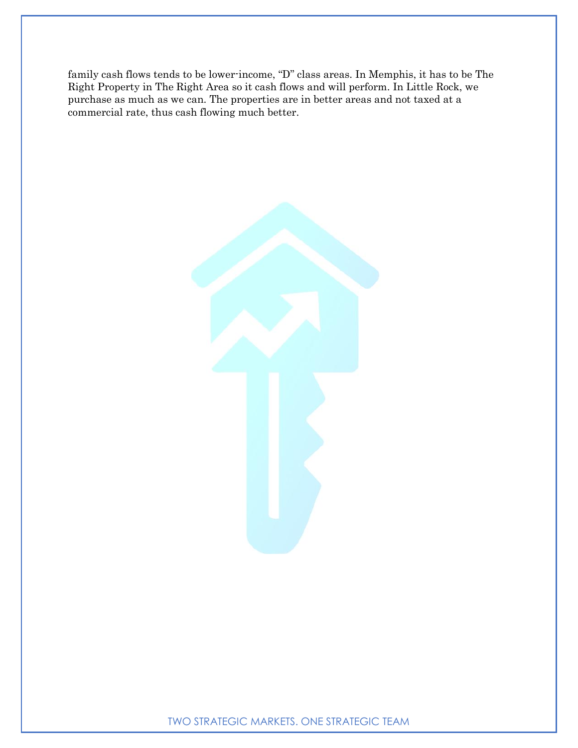family cash flows tends to be lower-income, “D” class areas. In Memphis, it has to be The Right Property in The Right Area so it cash flows and will perform. In Little Rock, we purchase as much as we can. The properties are in better areas and not taxed at a commercial rate, thus cash flowing much better.